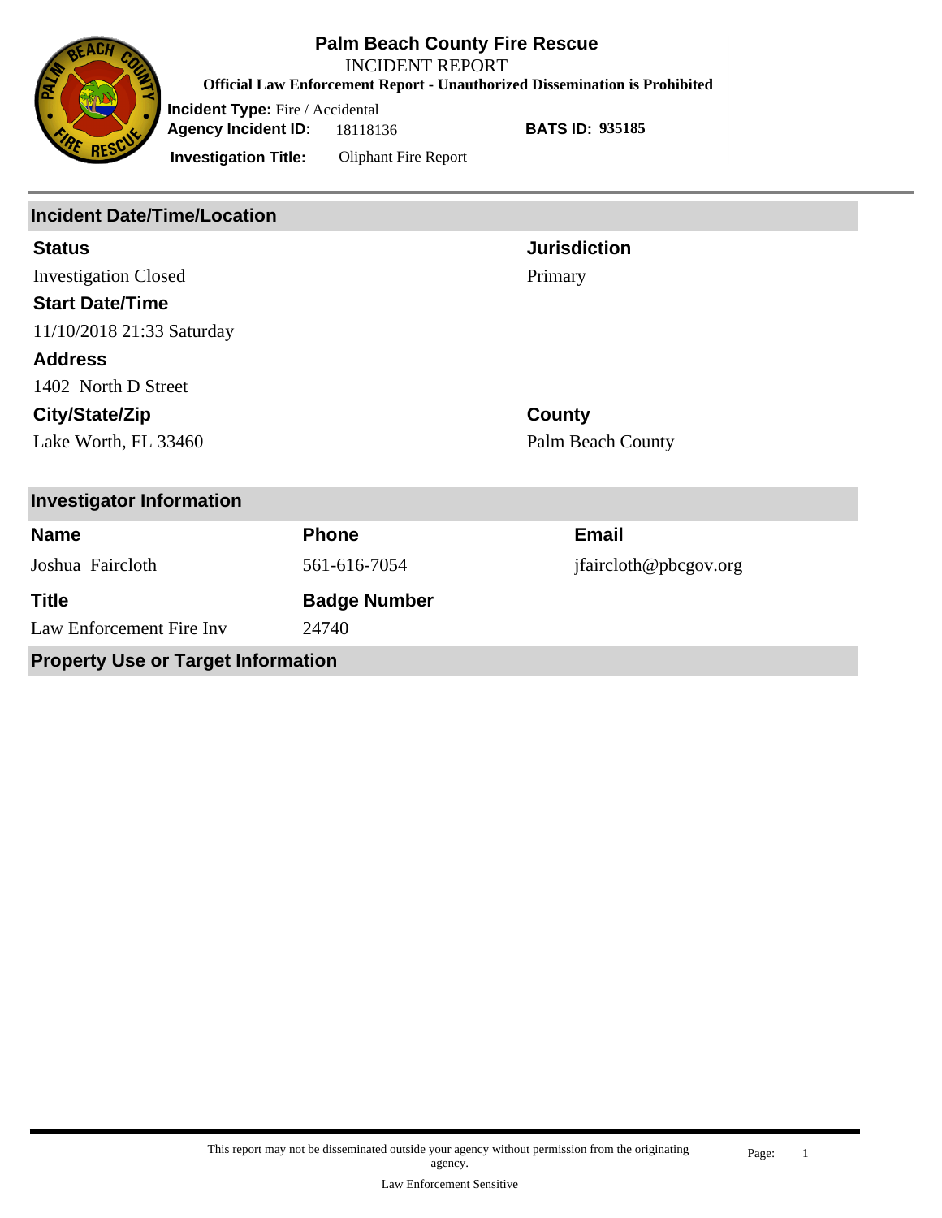# Palm Beach County Fire Rescue

INCIDENT REPORT

**Official Law Enforcement Report - Unauthorized Dissemination is Prohibited**

**Incident Type:** Fire / Accidental

**Agency Incident ID:** 18118136 **BATS ID: 935185**

**Investigation Title:** Oliphant Fire Report

## Incident Date/Time/Location

**Status**

Investigation Closed

**Jurisdiction**

Primary

**Start Date/Time**

11/10/2018 21:33 Saturday

**Address**

1402 North D Street

**City/State/Zip**

Lake Worth, FL 33460

**County**

Palm Beach County

## Investigator Information

| Name | Phone | Email |
|---|---|---|
| Joshua Faircloth | 561-616-7054 | jfaircloth@pbcgov.org |
| **Title** | **Badge Number** | |
| Law Enforcement Fire Inv | 24740 | |

## Property Use or Target Information

This report may not be disseminated outside your agency without permission from the originating agency.

Law Enforcement Sensitive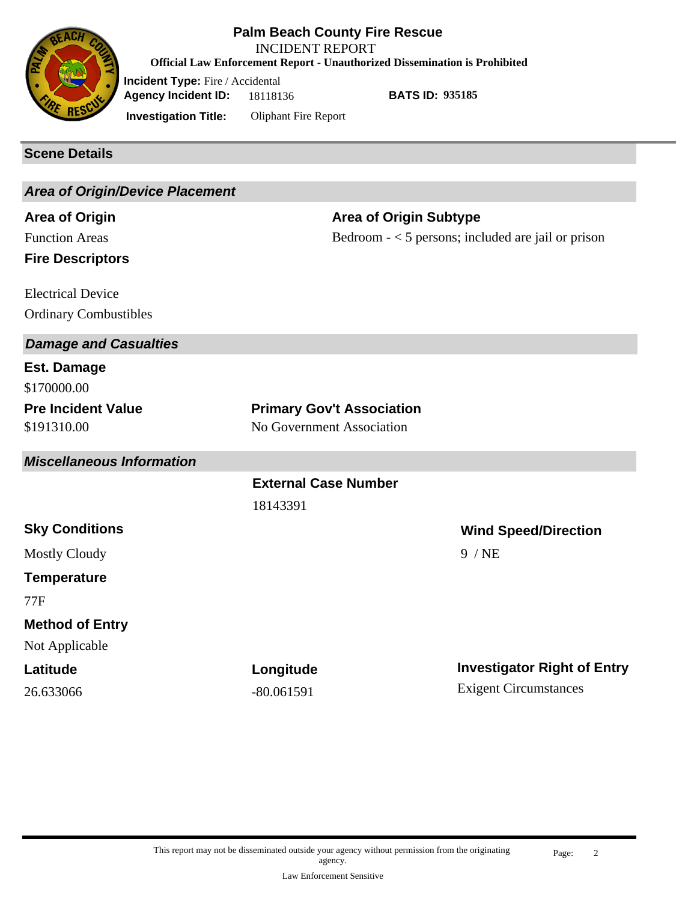# Palm Beach County Fire Rescue

INCIDENT REPORT

**Official Law Enforcement Report - Unauthorized Dissemination is Prohibited**

**Incident Type:** Fire / Accidental

**Agency Incident ID:** 18118136 **BATS ID:** 935185

**Investigation Title:** Oliphant Fire Report

## Scene Details

### *Area of Origin/Device Placement*

**Area of Origin**

Function Areas

**Area of Origin Subtype**

Bedroom - < 5 persons; included are jail or prison

**Fire Descriptors**

Electrical Device

Ordinary Combustibles

### *Damage and Casualties*

**Est. Damage**

$170000.00

**Pre Incident Value**

$191310.00

**Primary Gov't Association**

No Government Association

### *Miscellaneous Information*

**External Case Number**

18143391

**Sky Conditions**

Mostly Cloudy

**Wind Speed/Direction**

9 / NE

**Temperature**

77F

**Method of Entry**

Not Applicable

**Latitude**

26.633066

**Longitude**

-80.061591

**Investigator Right of Entry**

Exigent Circumstances

This report may not be disseminated outside your agency without permission from the originating agency.

Law Enforcement Sensitive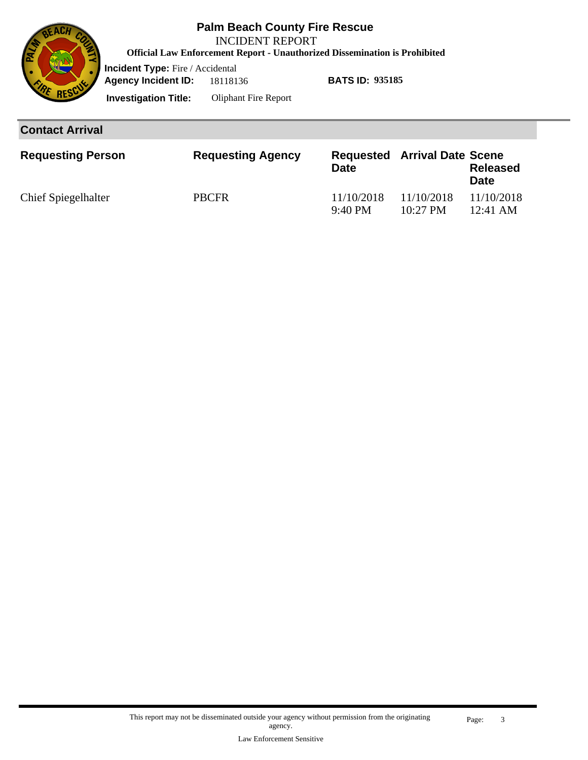## Contact Arrival

| Requesting Person | Requesting Agency | Requested Date | Arrival Date | Scene Released Date |
|---|---|---|---|---|
| Chief Spiegelhalter | PBCFR | 11/10/2018 9:40 PM | 11/10/2018 10:27 PM | 11/10/2018 12:41 AM |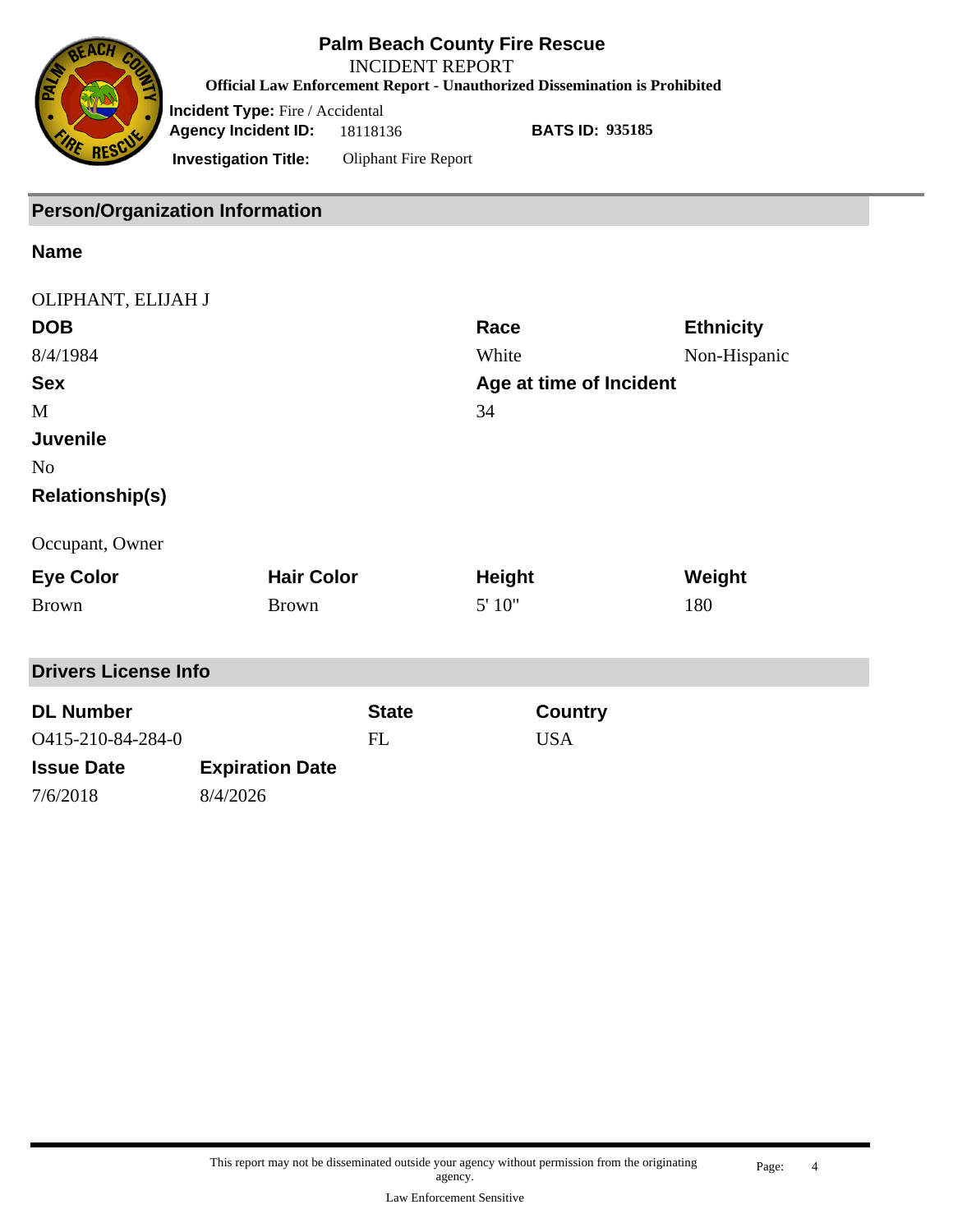# Palm Beach County Fire Rescue

INCIDENT REPORT

**Official Law Enforcement Report - Unauthorized Dissemination is Prohibited**

**Incident Type:** Fire / Accidental

**Agency Incident ID:** 18118136 **BATS ID: 935185**

**Investigation Title:** Oliphant Fire Report

## Person/Organization Information

### Name

OLIPHANT, ELIJAH J

| DOB | Race | Ethnicity |
|---|---|---|
| 8/4/1984 | White | Non-Hispanic |

| Sex | Age at time of Incident |
|---|---|
| M | 34 |

**Juvenile**

No

**Relationship(s)**

Occupant, Owner

| Eye Color | Hair Color | Height | Weight |
|---|---|---|---|
| Brown | Brown | 5' 10" | 180 |

## Drivers License Info

| DL Number | State | Country |
|---|---|---|
| O415-210-84-284-0 | FL | USA |

| Issue Date | Expiration Date |
|---|---|
| 7/6/2018 | 8/4/2026 |

This report may not be disseminated outside your agency without permission from the originating agency.

Law Enforcement Sensitive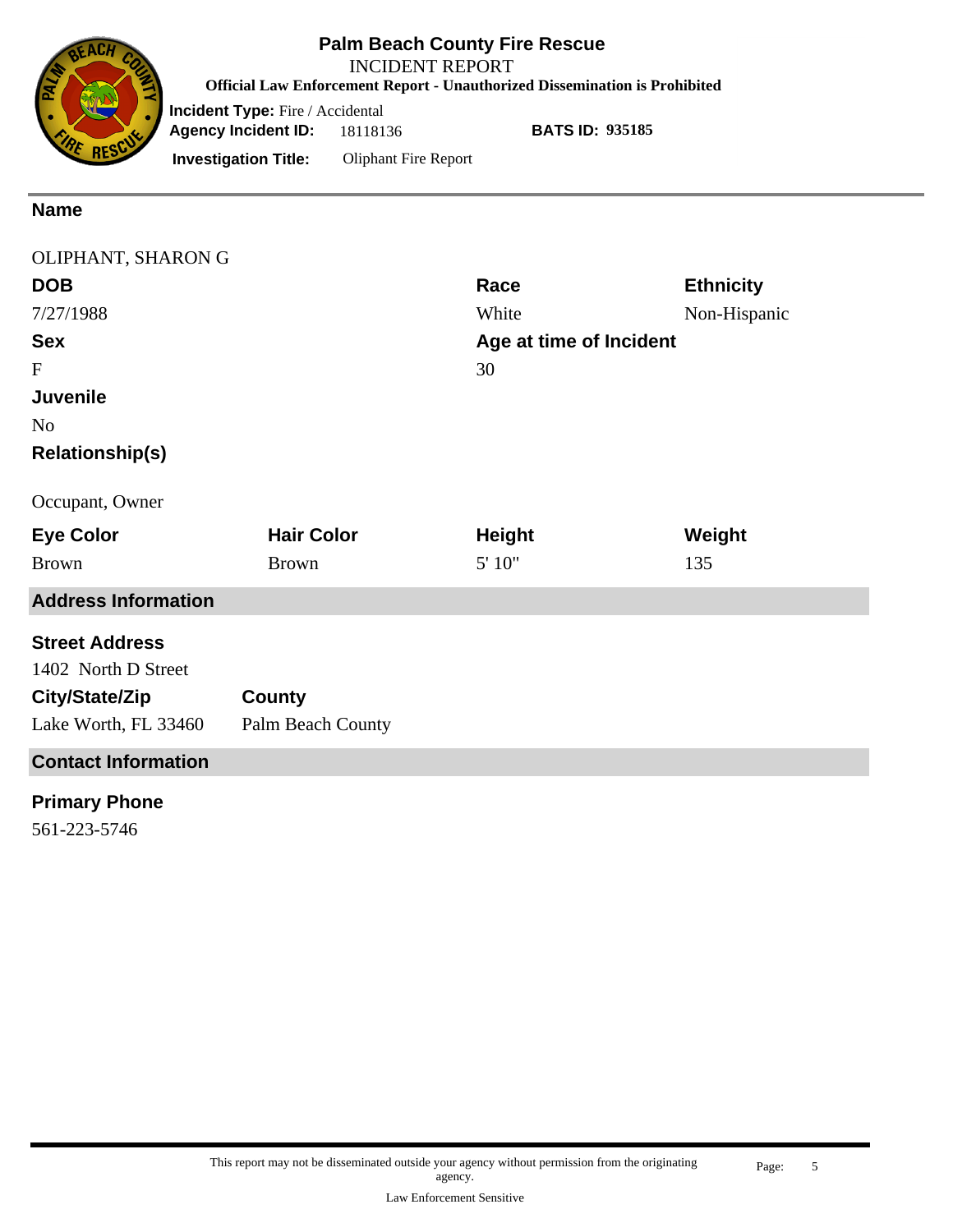# Palm Beach County Fire Rescue

INCIDENT REPORT

**Official Law Enforcement Report - Unauthorized Dissemination is Prohibited**

**Incident Type:** Fire / Accidental

**Agency Incident ID:** 18118136 **BATS ID: 935185**

**Investigation Title:** Oliphant Fire Report

## Name

OLIPHANT, SHARON G

| DOB | Race | Ethnicity |
|---|---|---|
| 7/27/1988 | White | Non-Hispanic |

| Sex | Age at time of Incident |
|---|---|
| F | 30 |

**Juvenile**

No

**Relationship(s)**

Occupant, Owner

| Eye Color | Hair Color | Height | Weight |
|---|---|---|---|
| Brown | Brown | 5' 10" | 135 |

## Address Information

**Street Address**

1402 North D Street

| City/State/Zip | County |
|---|---|
| Lake Worth, FL 33460 | Palm Beach County |

## Contact Information

**Primary Phone**

561-223-5746

This report may not be disseminated outside your agency without permission from the originating agency.

Law Enforcement Sensitive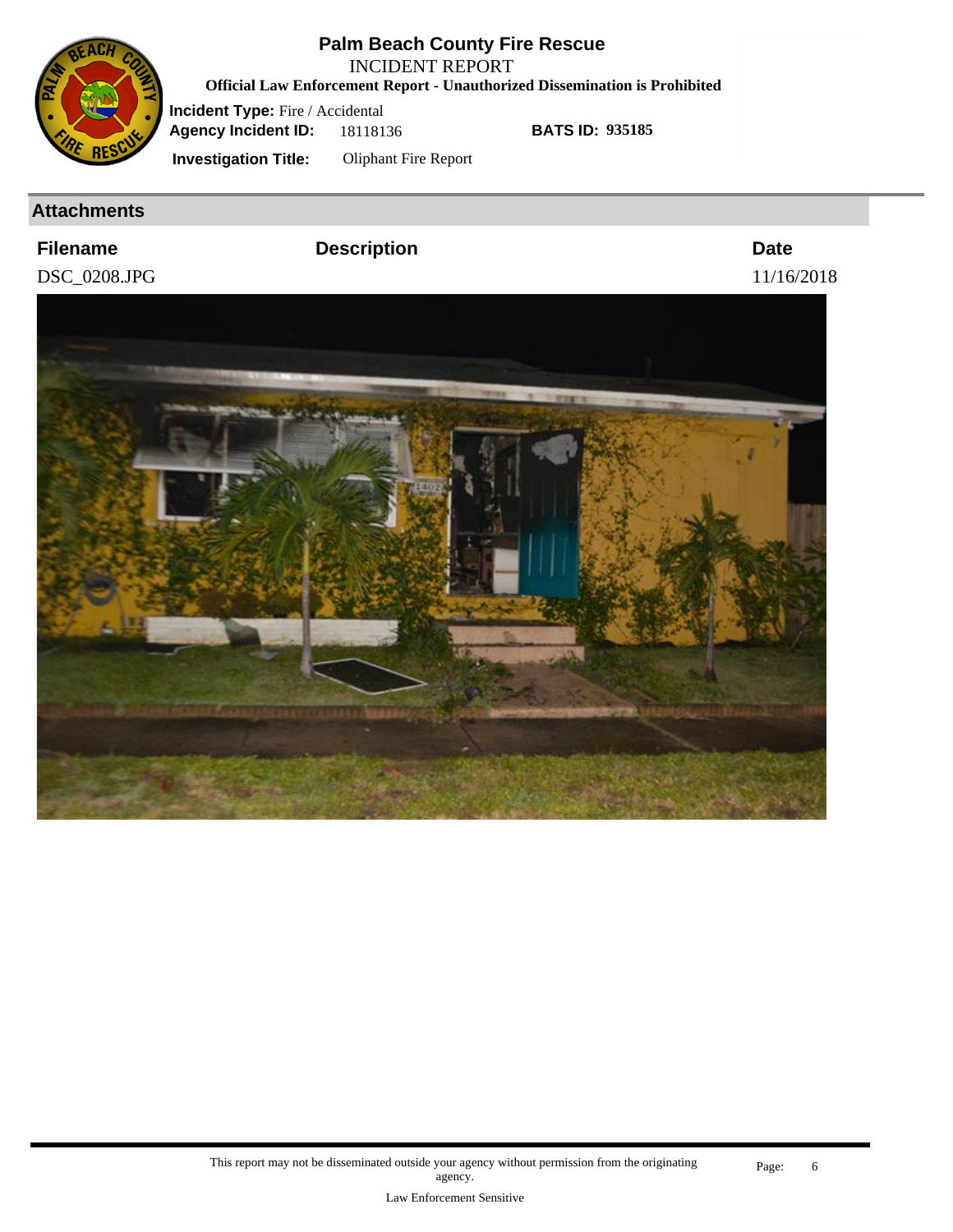# Palm Beach County Fire Rescue

INCIDENT REPORT

**Official Law Enforcement Report - Unauthorized Dissemination is Prohibited**

**Incident Type:** Fire / Accidental

**Agency Incident ID:** 18118136 **BATS ID: 935185**

**Investigation Title:** Oliphant Fire Report

## Attachments

| Filename | Description | Date |
|---|---|---|
| DSC_0208.JPG | | 11/16/2018 |

This report may not be disseminated outside your agency without permission from the originating agency.

Law Enforcement Sensitive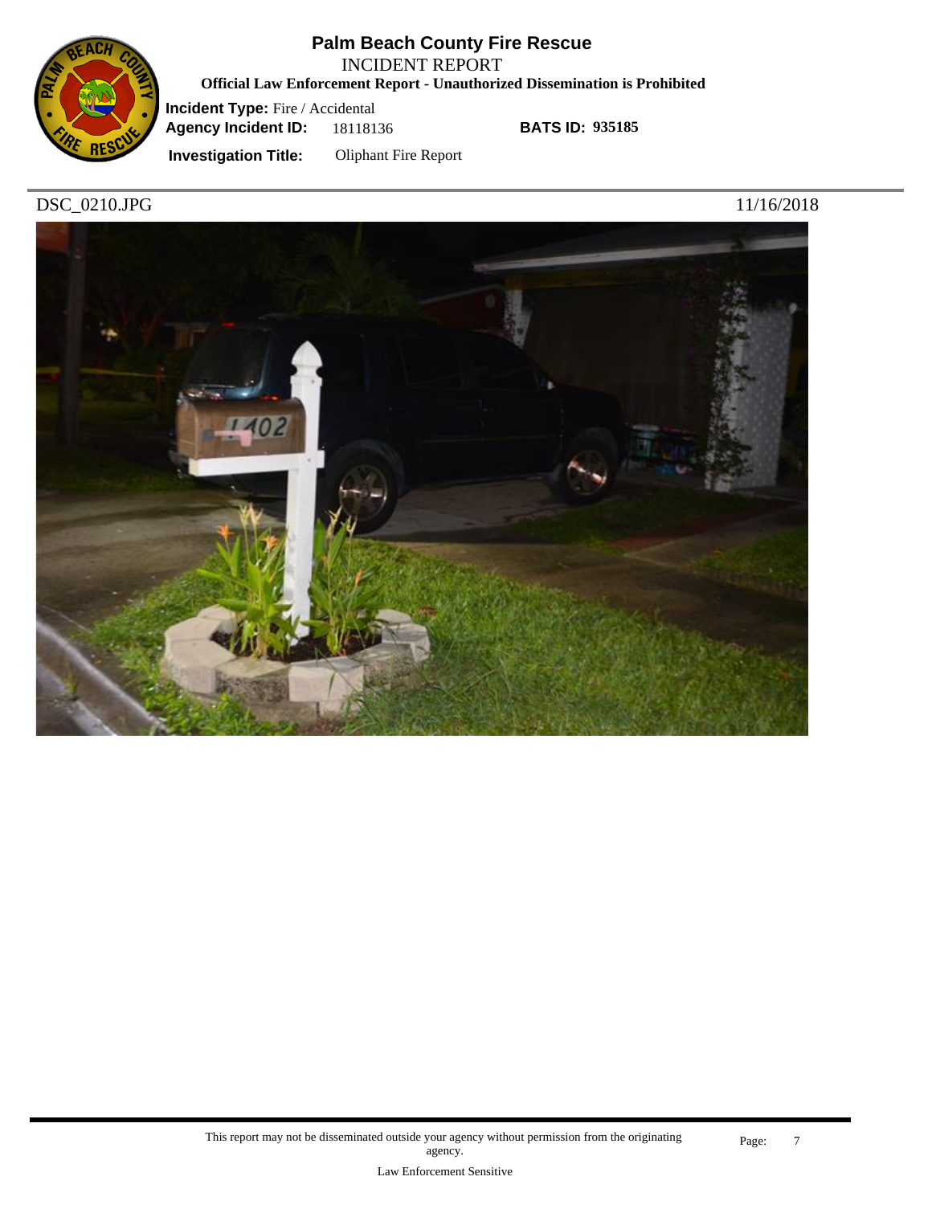# Palm Beach County Fire Rescue

INCIDENT REPORT

**Official Law Enforcement Report - Unauthorized Dissemination is Prohibited**

**Incident Type:** Fire / Accidental

**Agency Incident ID:** 18118136 **BATS ID: 935185**

**Investigation Title:** Oliphant Fire Report

DSC_0210.JPG 11/16/2018

This report may not be disseminated outside your agency without permission from the originating agency.

Law Enforcement Sensitive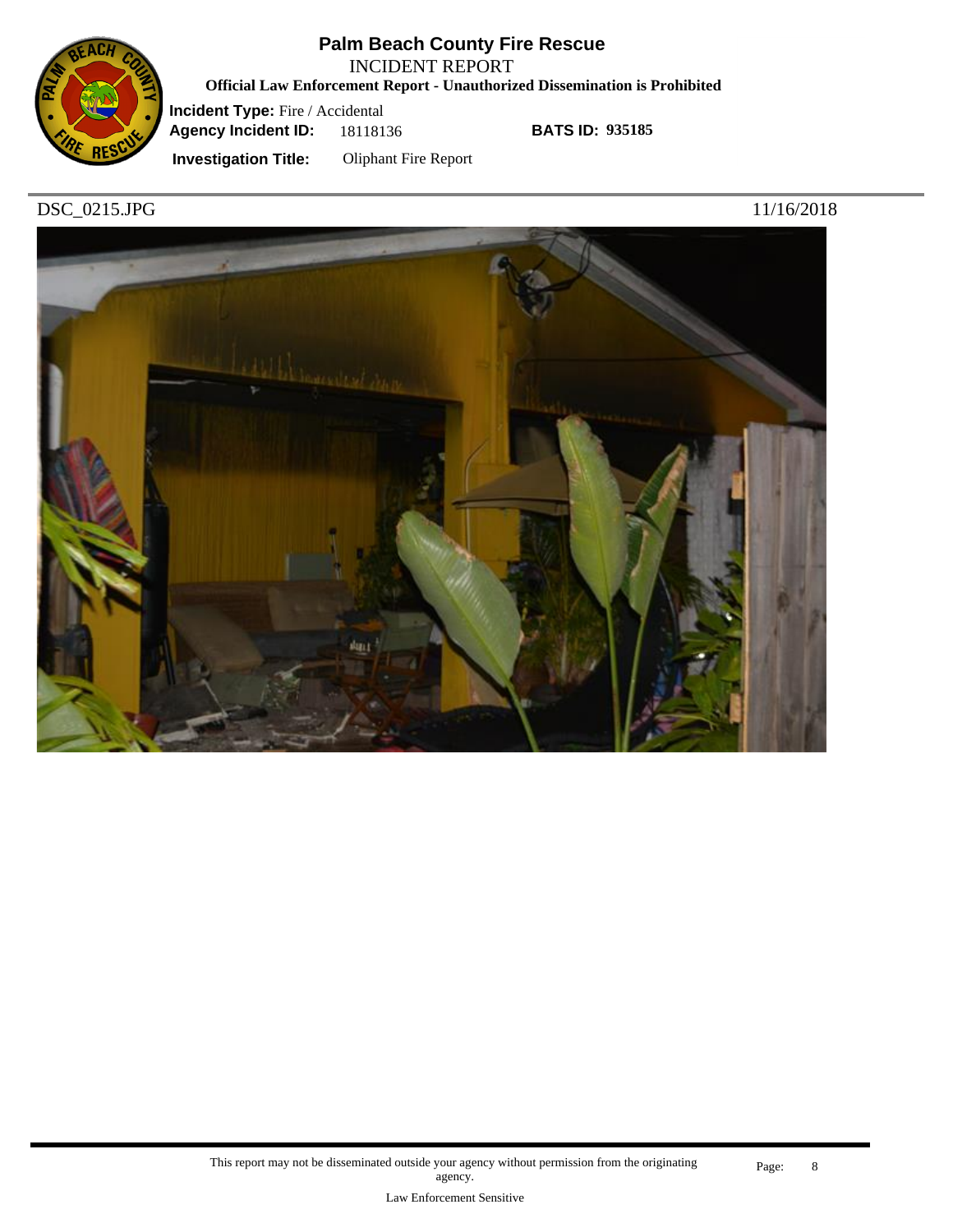**Palm Beach County Fire Rescue**

INCIDENT REPORT

**Official Law Enforcement Report - Unauthorized Dissemination is Prohibited**

**Incident Type:** Fire / Accidental

**Agency Incident ID:** 18118136 **BATS ID: 935185**

**Investigation Title:** Oliphant Fire Report

DSC_0215.JPG 11/16/2018

This report may not be disseminated outside your agency without permission from the originating agency.

Law Enforcement Sensitive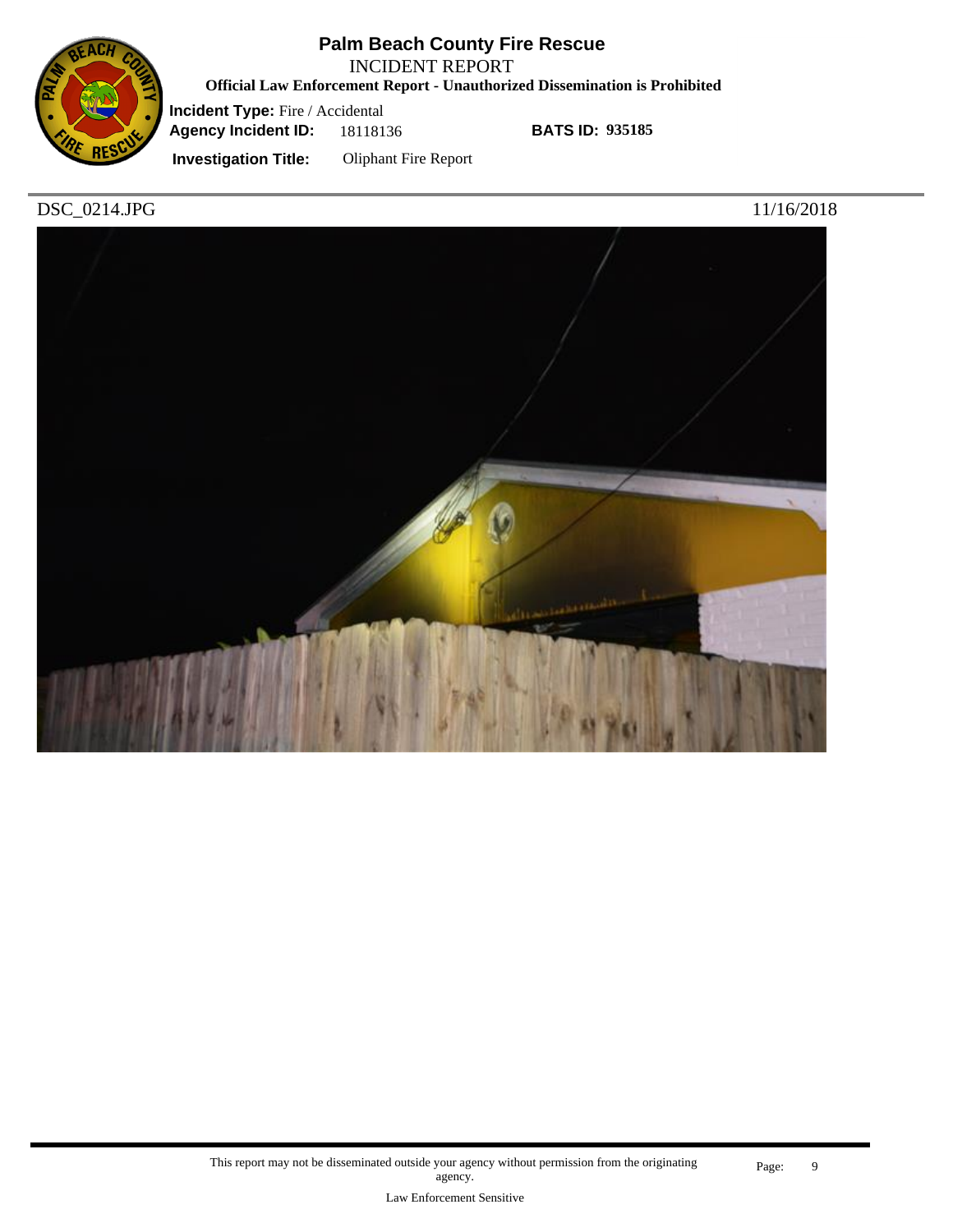**Palm Beach County Fire Rescue**

INCIDENT REPORT

**Official Law Enforcement Report - Unauthorized Dissemination is Prohibited**

**Incident Type:** Fire / Accidental

**Agency Incident ID:** 18118136 **BATS ID: 935185**

**Investigation Title:** Oliphant Fire Report

DSC_0214.JPG 11/16/2018

This report may not be disseminated outside your agency without permission from the originating agency.

Law Enforcement Sensitive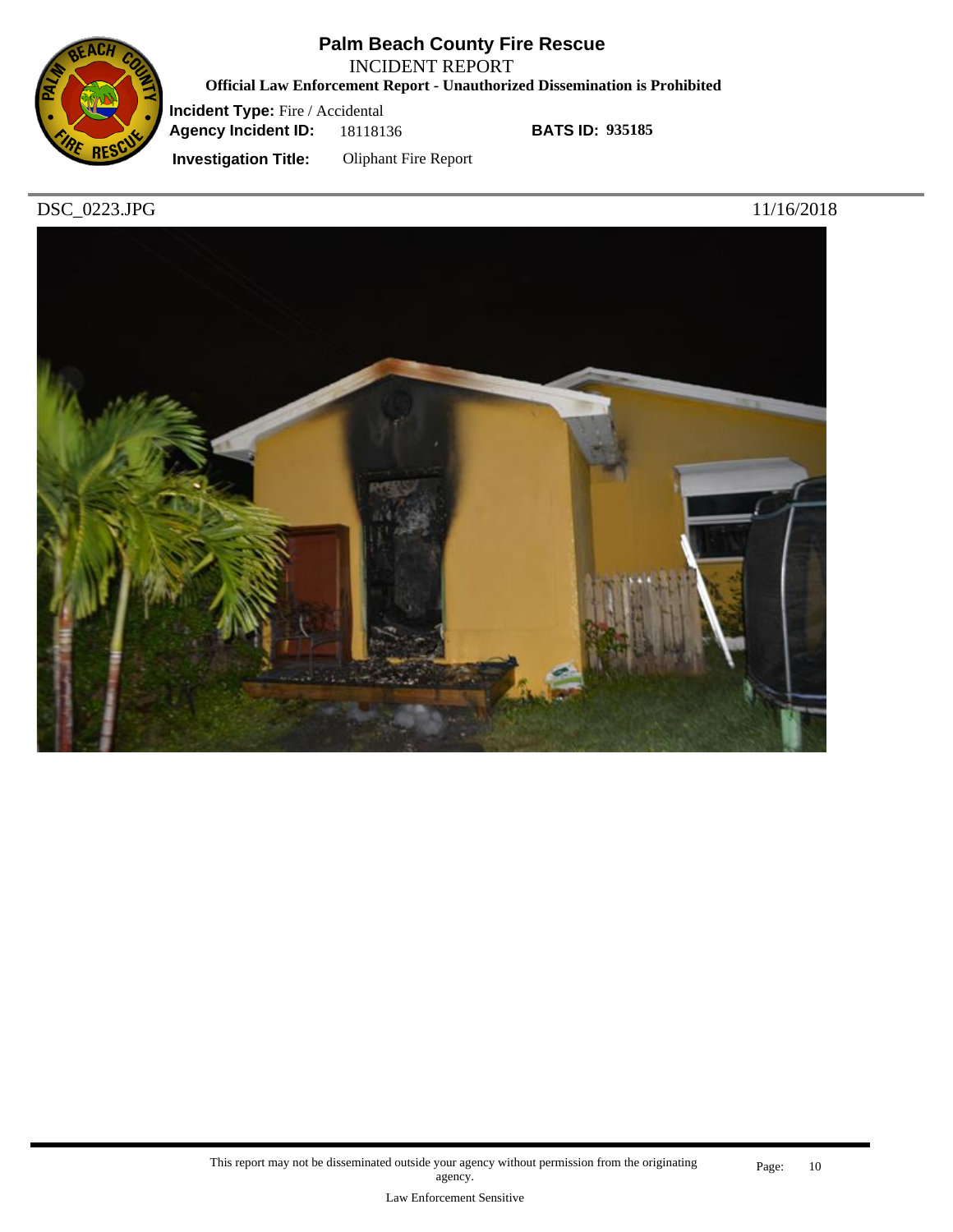**Palm Beach County Fire Rescue**

INCIDENT REPORT

**Official Law Enforcement Report - Unauthorized Dissemination is Prohibited**

**Incident Type:** Fire / Accidental

**Agency Incident ID:** 18118136 **BATS ID: 935185**

**Investigation Title:** Oliphant Fire Report

DSC_0223.JPG 11/16/2018

This report may not be disseminated outside your agency without permission from the originating agency.

Law Enforcement Sensitive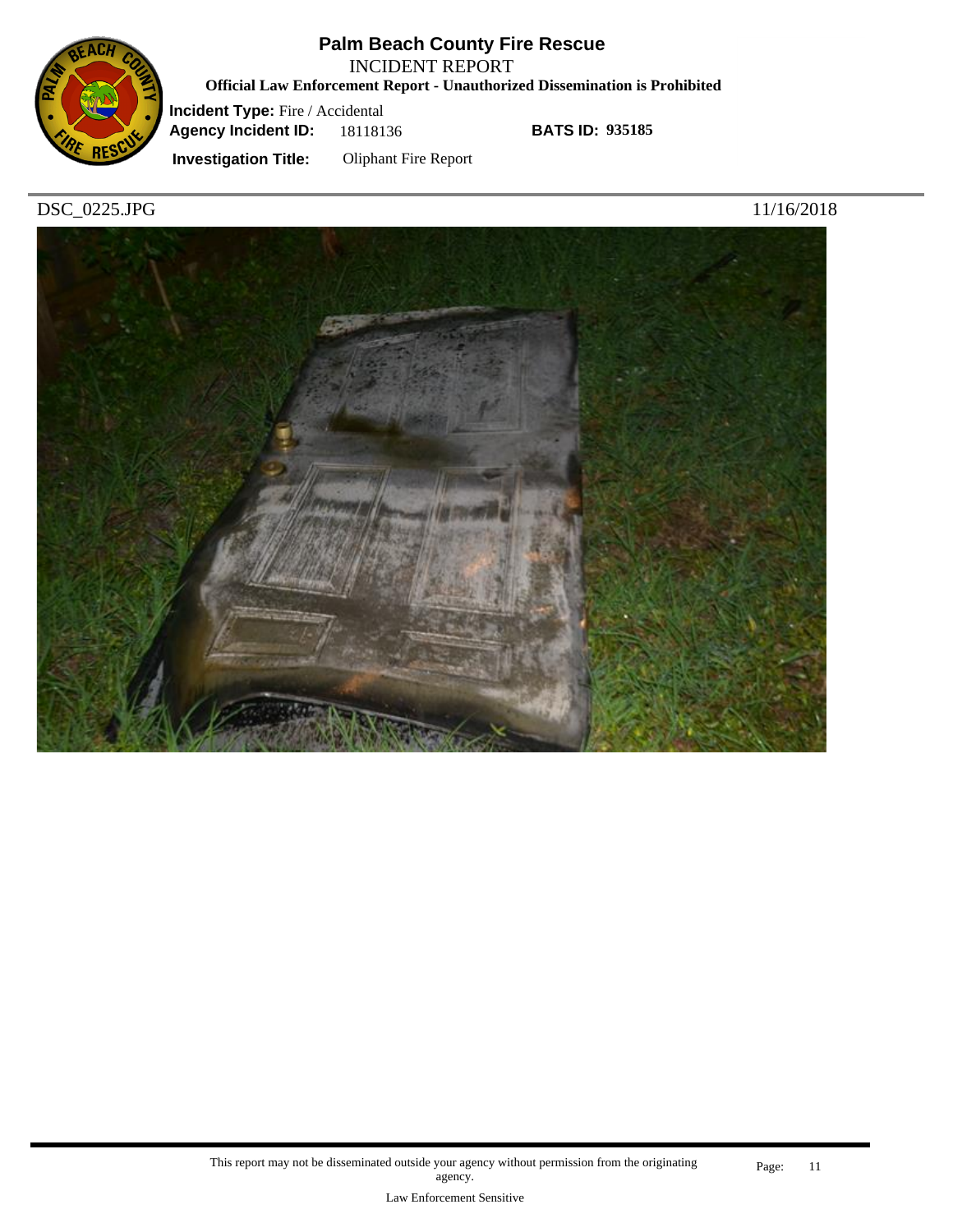**Palm Beach County Fire Rescue**

INCIDENT REPORT

**Official Law Enforcement Report - Unauthorized Dissemination is Prohibited**

**Incident Type:** Fire / Accidental

**Agency Incident ID:** 18118136 **BATS ID: 935185**

**Investigation Title:** Oliphant Fire Report

DSC_0225.JPG 11/16/2018

This report may not be disseminated outside your agency without permission from the originating agency.

Law Enforcement Sensitive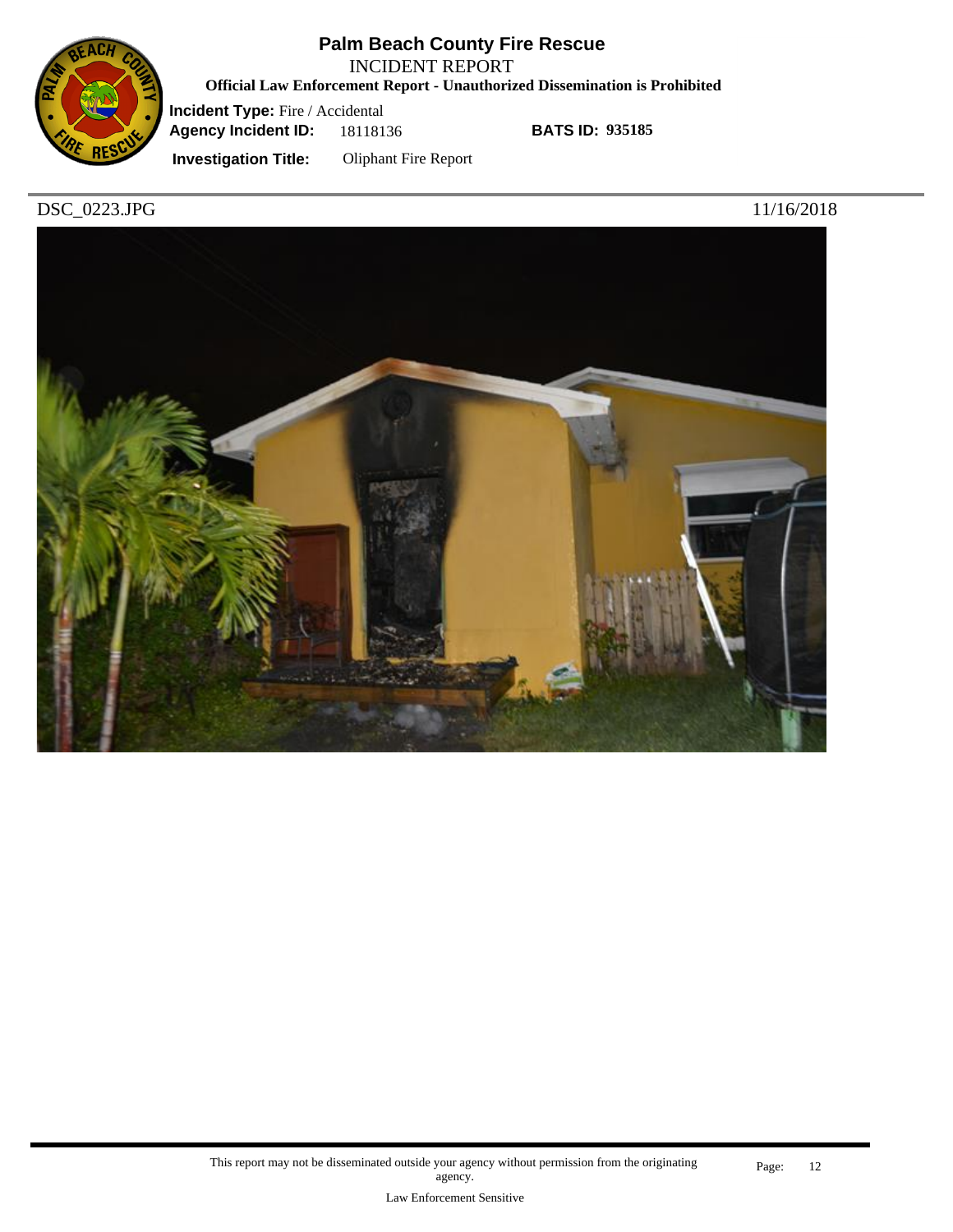**Palm Beach County Fire Rescue**

INCIDENT REPORT

**Official Law Enforcement Report - Unauthorized Dissemination is Prohibited**

**Incident Type:** Fire / Accidental

**Agency Incident ID:** 18118136 **BATS ID: 935185**

**Investigation Title:** Oliphant Fire Report

DSC_0223.JPG 11/16/2018

This report may not be disseminated outside your agency without permission from the originating agency.

Law Enforcement Sensitive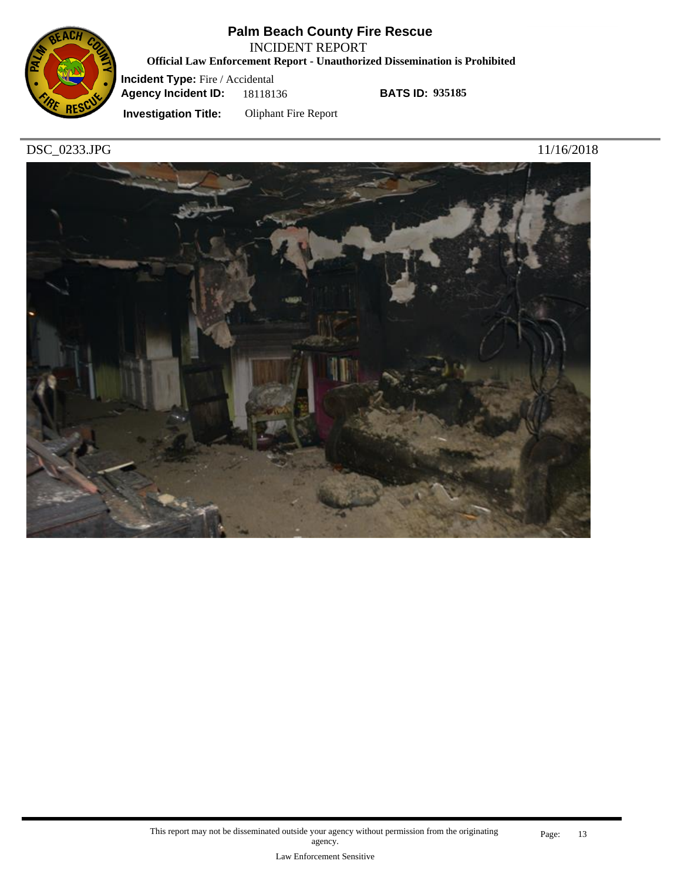**Palm Beach County Fire Rescue**

INCIDENT REPORT

**Official Law Enforcement Report - Unauthorized Dissemination is Prohibited**

**Incident Type:** Fire / Accidental

**Agency Incident ID:** 18118136 **BATS ID: 935185**

**Investigation Title:** Oliphant Fire Report

DSC_0233.JPG 11/16/2018

This report may not be disseminated outside your agency without permission from the originating agency.

Law Enforcement Sensitive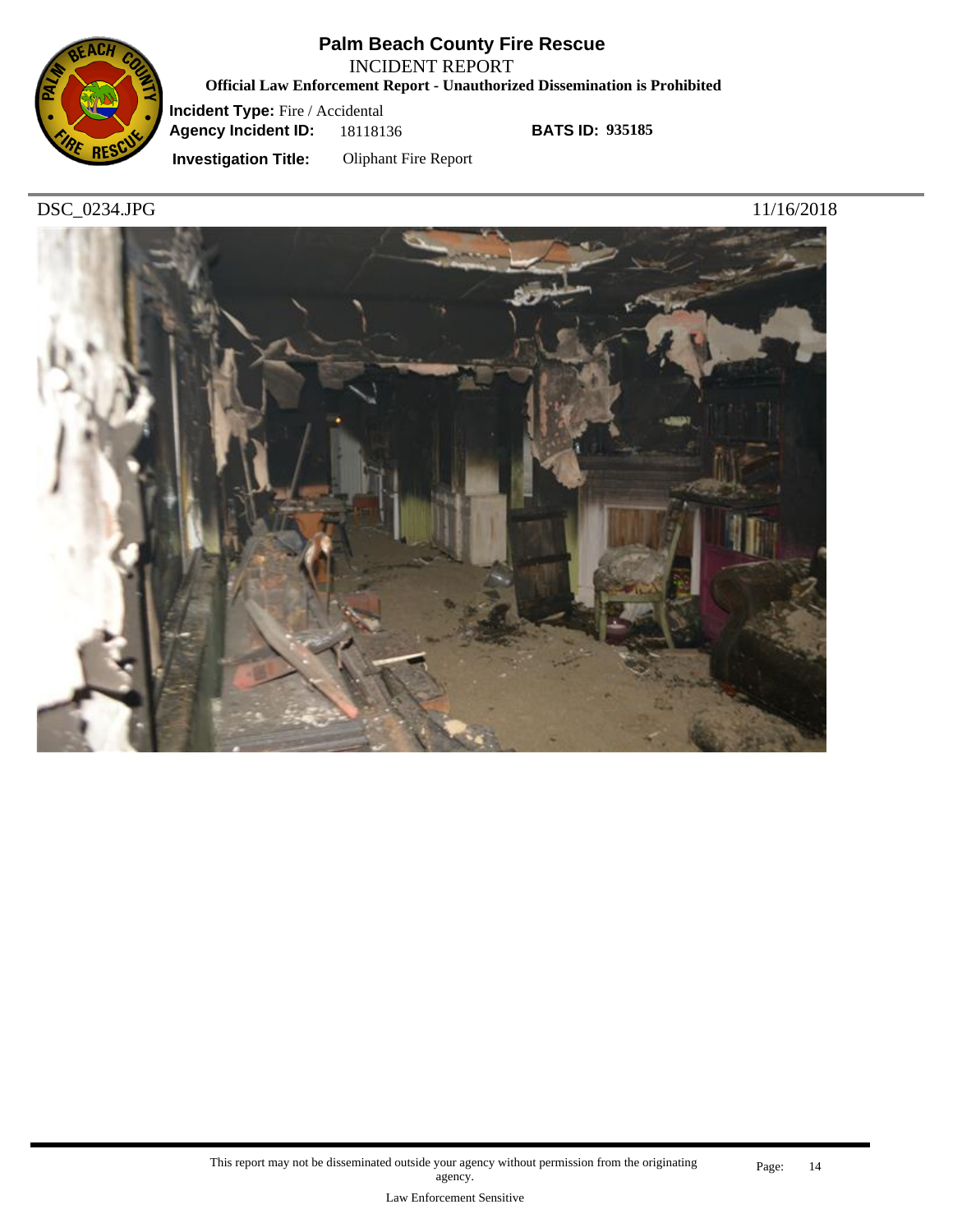**Palm Beach County Fire Rescue**

INCIDENT REPORT

**Official Law Enforcement Report - Unauthorized Dissemination is Prohibited**

**Incident Type:** Fire / Accidental

**Agency Incident ID:** 18118136 **BATS ID: 935185**

**Investigation Title:** Oliphant Fire Report

DSC_0234.JPG 11/16/2018

This report may not be disseminated outside your agency without permission from the originating agency.

Law Enforcement Sensitive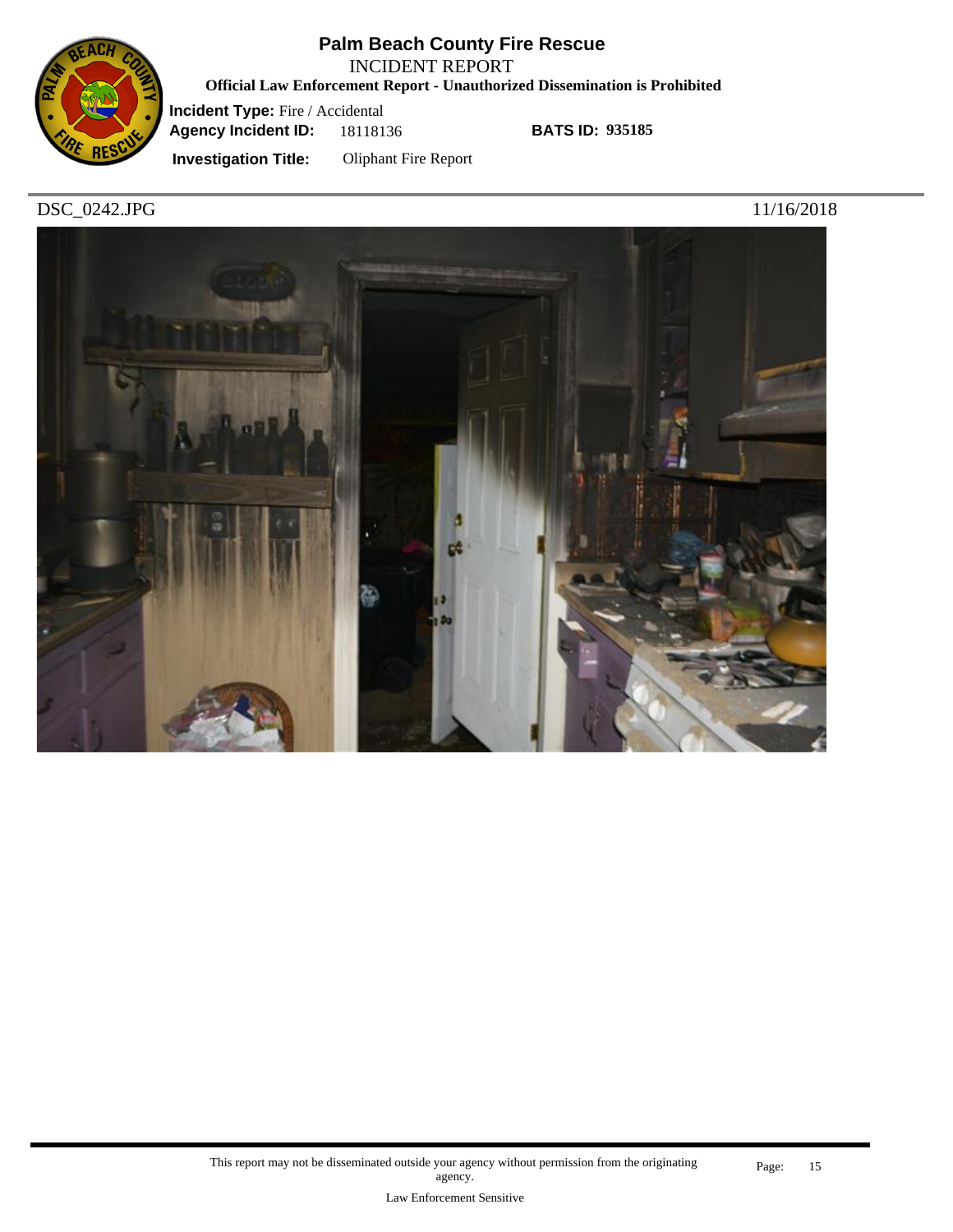**Palm Beach County Fire Rescue**

INCIDENT REPORT

**Official Law Enforcement Report - Unauthorized Dissemination is Prohibited**

**Incident Type:** Fire / Accidental

**Agency Incident ID:** 18118136 **BATS ID: 935185**

**Investigation Title:** Oliphant Fire Report

DSC_0242.JPG 11/16/2018

This report may not be disseminated outside your agency without permission from the originating agency.

Law Enforcement Sensitive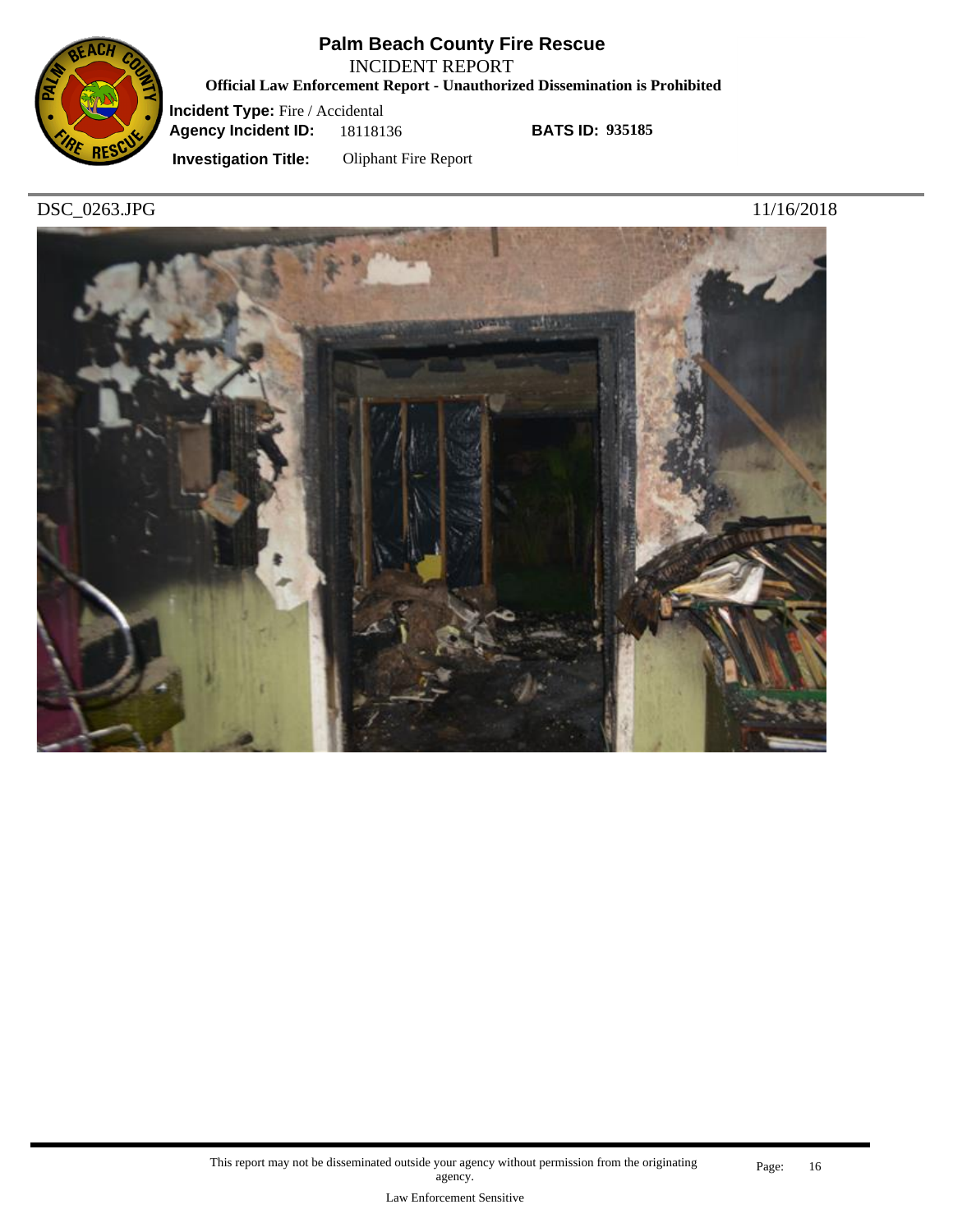# Palm Beach County Fire Rescue

INCIDENT REPORT

**Official Law Enforcement Report - Unauthorized Dissemination is Prohibited**

**Incident Type:** Fire / Accidental

**Agency Incident ID:** 18118136 **BATS ID: 935185**

**Investigation Title:** Oliphant Fire Report

DSC_0263.JPG 11/16/2018

This report may not be disseminated outside your agency without permission from the originating agency.

Law Enforcement Sensitive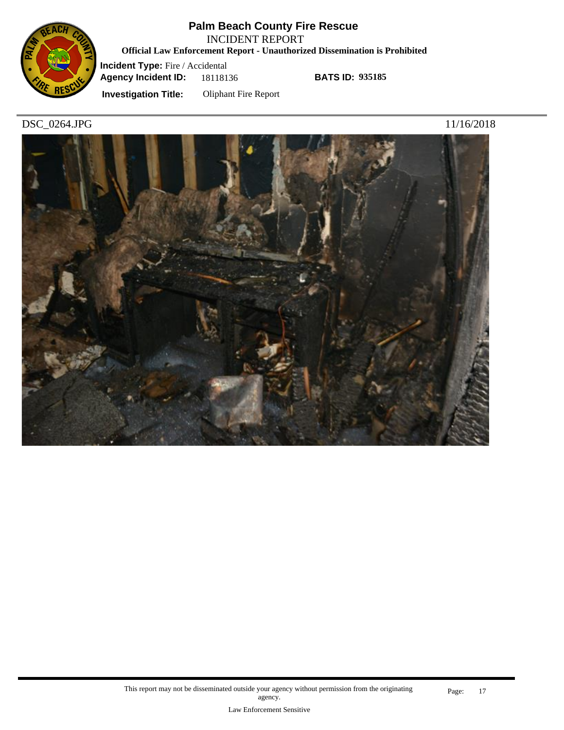**Palm Beach County Fire Rescue**

INCIDENT REPORT

**Official Law Enforcement Report - Unauthorized Dissemination is Prohibited**

**Incident Type:** Fire / Accidental

**Agency Incident ID:** 18118136 **BATS ID: 935185**

**Investigation Title:** Oliphant Fire Report

DSC_0264.JPG 11/16/2018

This report may not be disseminated outside your agency without permission from the originating agency.

Law Enforcement Sensitive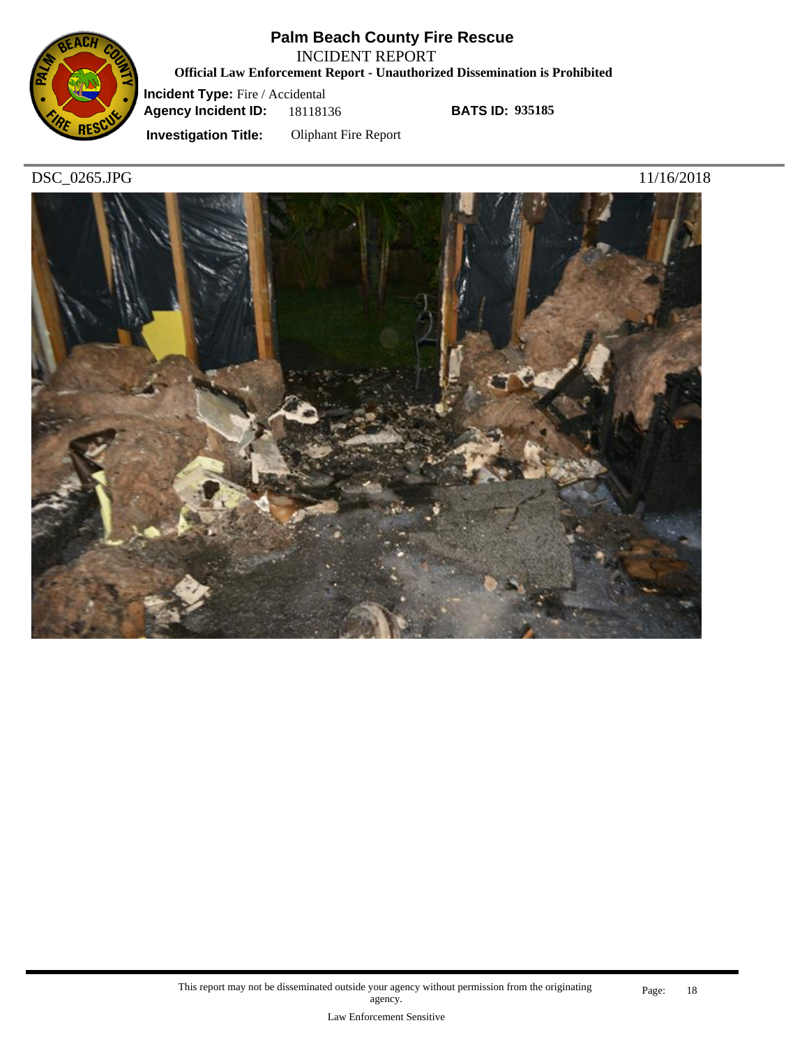**Palm Beach County Fire Rescue**

INCIDENT REPORT

**Official Law Enforcement Report - Unauthorized Dissemination is Prohibited**

**Incident Type:** Fire / Accidental

**Agency Incident ID:** 18118136 **BATS ID: 935185**

**Investigation Title:** Oliphant Fire Report

DSC_0265.JPG 11/16/2018

This report may not be disseminated outside your agency without permission from the originating agency.

Law Enforcement Sensitive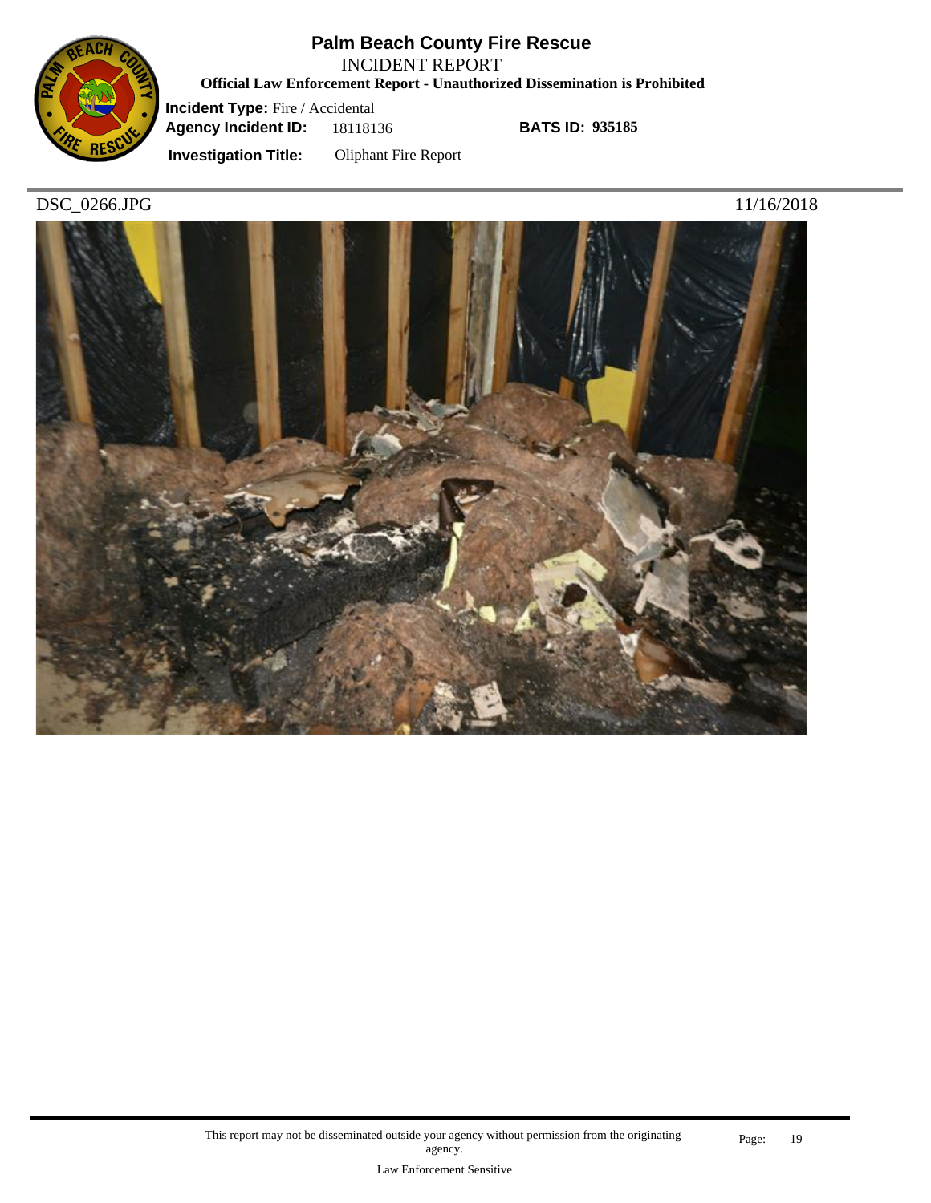# Palm Beach County Fire Rescue

INCIDENT REPORT

**Official Law Enforcement Report - Unauthorized Dissemination is Prohibited**

**Incident Type:** Fire / Accidental

**Agency Incident ID:** 18118136 **BATS ID: 935185**

**Investigation Title:** Oliphant Fire Report

DSC_0266.JPG 11/16/2018

This report may not be disseminated outside your agency without permission from the originating agency.

Law Enforcement Sensitive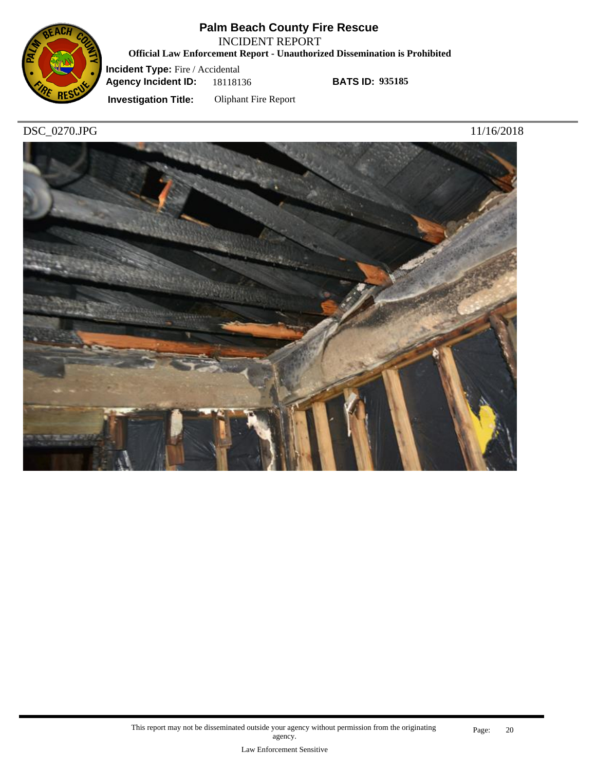**Palm Beach County Fire Rescue**

INCIDENT REPORT

**Official Law Enforcement Report - Unauthorized Dissemination is Prohibited**

**Incident Type:** Fire / Accidental

**Agency Incident ID:** 18118136 **BATS ID: 935185**

**Investigation Title:** Oliphant Fire Report

DSC_0270.JPG 11/16/2018

This report may not be disseminated outside your agency without permission from the originating agency.

Law Enforcement Sensitive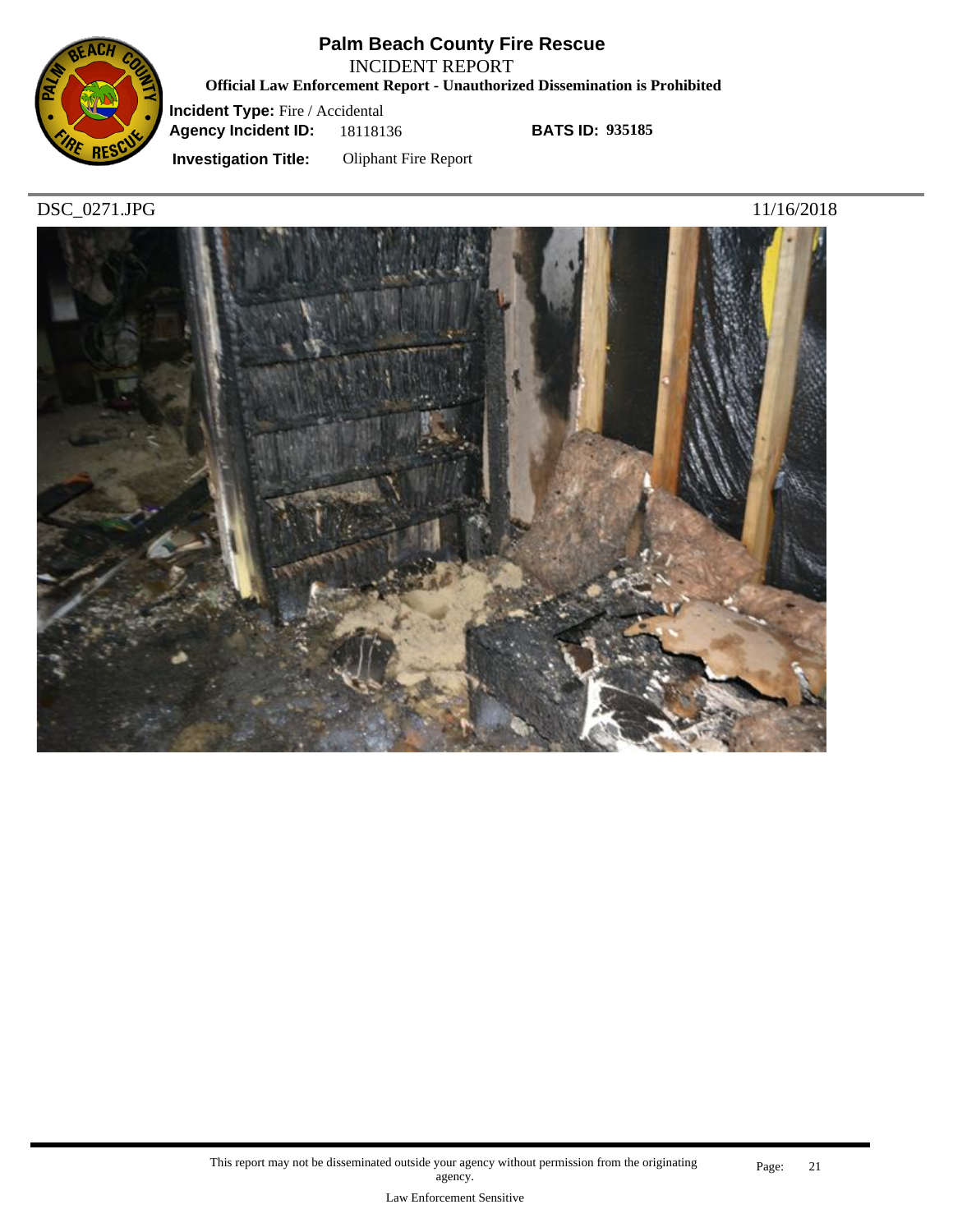**Palm Beach County Fire Rescue**

INCIDENT REPORT

**Official Law Enforcement Report - Unauthorized Dissemination is Prohibited**

**Incident Type:** Fire / Accidental

**Agency Incident ID:** 18118136 **BATS ID: 935185**

**Investigation Title:** Oliphant Fire Report

DSC_0271.JPG 11/16/2018

This report may not be disseminated outside your agency without permission from the originating agency.

Law Enforcement Sensitive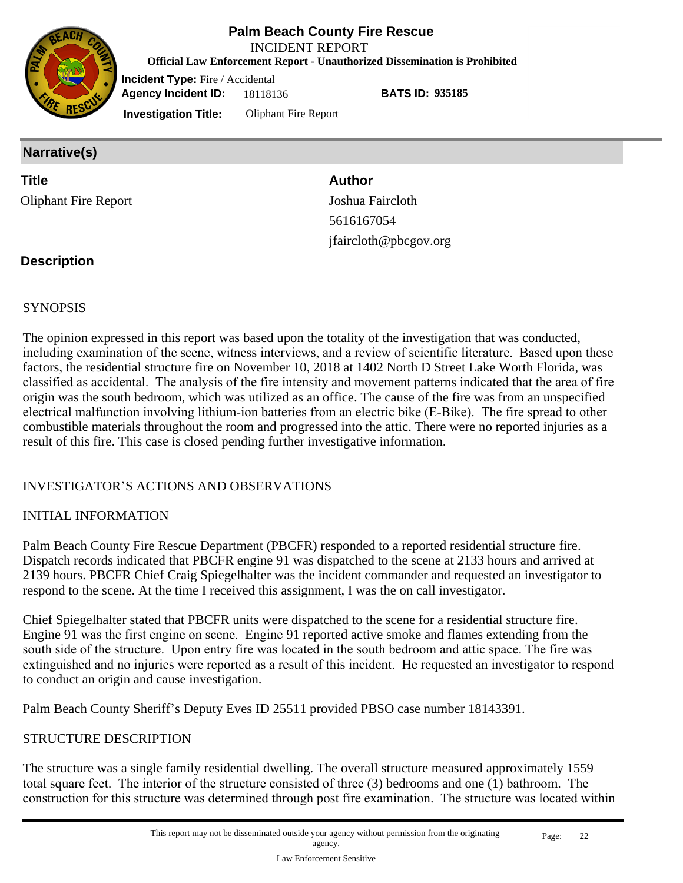# Palm Beach County Fire Rescue

INCIDENT REPORT

**Official Law Enforcement Report - Unauthorized Dissemination is Prohibited**

**Incident Type:** Fire / Accidental

**Agency Incident ID:** 18118136 **BATS ID:** 935185

**Investigation Title:** Oliphant Fire Report

## Narrative(s)

| Title | Author |
|---|---|
| Oliphant Fire Report | Joshua Faircloth<br>5616167054<br>jfaircloth@pbcgov.org |

## Description

SYNOPSIS

The opinion expressed in this report was based upon the totality of the investigation that was conducted, including examination of the scene, witness interviews, and a review of scientific literature. Based upon these factors, the residential structure fire on November 10, 2018 at 1402 North D Street Lake Worth Florida, was classified as accidental. The analysis of the fire intensity and movement patterns indicated that the area of fire origin was the south bedroom, which was utilized as an office. The cause of the fire was from an unspecified electrical malfunction involving lithium-ion batteries from an electric bike (E-Bike). The fire spread to other combustible materials throughout the room and progressed into the attic. There were no reported injuries as a result of this fire. This case is closed pending further investigative information.

INVESTIGATOR'S ACTIONS AND OBSERVATIONS

INITIAL INFORMATION

Palm Beach County Fire Rescue Department (PBCFR) responded to a reported residential structure fire. Dispatch records indicated that PBCFR engine 91 was dispatched to the scene at 2133 hours and arrived at 2139 hours. PBCFR Chief Craig Spiegelhalter was the incident commander and requested an investigator to respond to the scene. At the time I received this assignment, I was the on call investigator.

Chief Spiegelhalter stated that PBCFR units were dispatched to the scene for a residential structure fire. Engine 91 was the first engine on scene. Engine 91 reported active smoke and flames extending from the south side of the structure. Upon entry fire was located in the south bedroom and attic space. The fire was extinguished and no injuries were reported as a result of this incident. He requested an investigator to respond to conduct an origin and cause investigation.

Palm Beach County Sheriff's Deputy Eves ID 25511 provided PBSO case number 18143391.

STRUCTURE DESCRIPTION

The structure was a single family residential dwelling. The overall structure measured approximately 1559 total square feet. The interior of the structure consisted of three (3) bedrooms and one (1) bathroom. The construction for this structure was determined through post fire examination. The structure was located within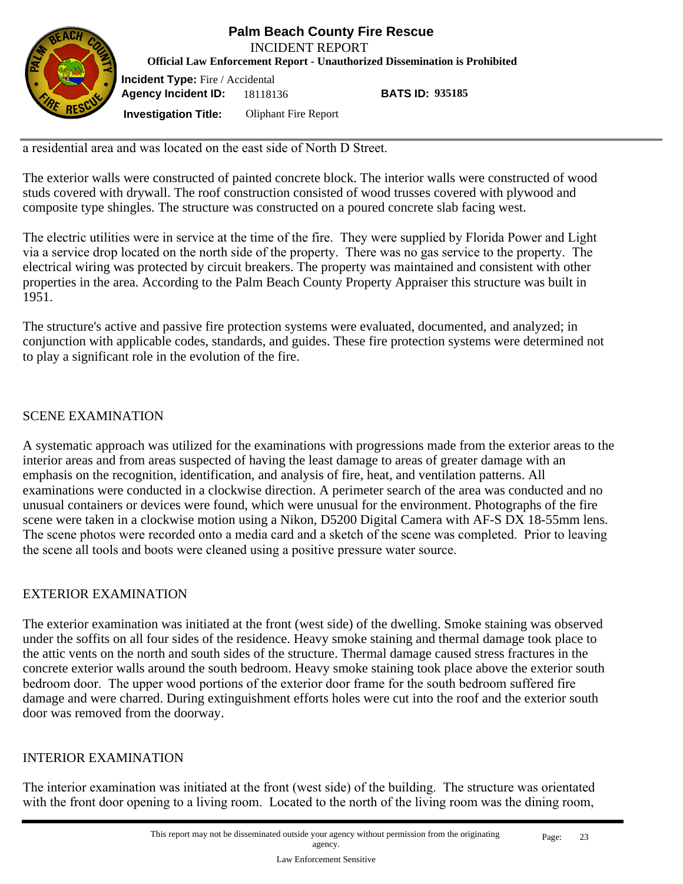a residential area and was located on the east side of North D Street.

The exterior walls were constructed of painted concrete block. The interior walls were constructed of wood studs covered with drywall. The roof construction consisted of wood trusses covered with plywood and composite type shingles. The structure was constructed on a poured concrete slab facing west.

The electric utilities were in service at the time of the fire. They were supplied by Florida Power and Light via a service drop located on the north side of the property. There was no gas service to the property. The electrical wiring was protected by circuit breakers. The property was maintained and consistent with other properties in the area. According to the Palm Beach County Property Appraiser this structure was built in 1951.

The structure's active and passive fire protection systems were evaluated, documented, and analyzed; in conjunction with applicable codes, standards, and guides. These fire protection systems were determined not to play a significant role in the evolution of the fire.

## SCENE EXAMINATION

A systematic approach was utilized for the examinations with progressions made from the exterior areas to the interior areas and from areas suspected of having the least damage to areas of greater damage with an emphasis on the recognition, identification, and analysis of fire, heat, and ventilation patterns. All examinations were conducted in a clockwise direction. A perimeter search of the area was conducted and no unusual containers or devices were found, which were unusual for the environment. Photographs of the fire scene were taken in a clockwise motion using a Nikon, D5200 Digital Camera with AF-S DX 18-55mm lens. The scene photos were recorded onto a media card and a sketch of the scene was completed. Prior to leaving the scene all tools and boots were cleaned using a positive pressure water source.

## EXTERIOR EXAMINATION

The exterior examination was initiated at the front (west side) of the dwelling. Smoke staining was observed under the soffits on all four sides of the residence. Heavy smoke staining and thermal damage took place to the attic vents on the north and south sides of the structure. Thermal damage caused stress fractures in the concrete exterior walls around the south bedroom. Heavy smoke staining took place above the exterior south bedroom door. The upper wood portions of the exterior door frame for the south bedroom suffered fire damage and were charred. During extinguishment efforts holes were cut into the roof and the exterior south door was removed from the doorway.

## INTERIOR EXAMINATION

The interior examination was initiated at the front (west side) of the building. The structure was orientated with the front door opening to a living room. Located to the north of the living room was the dining room,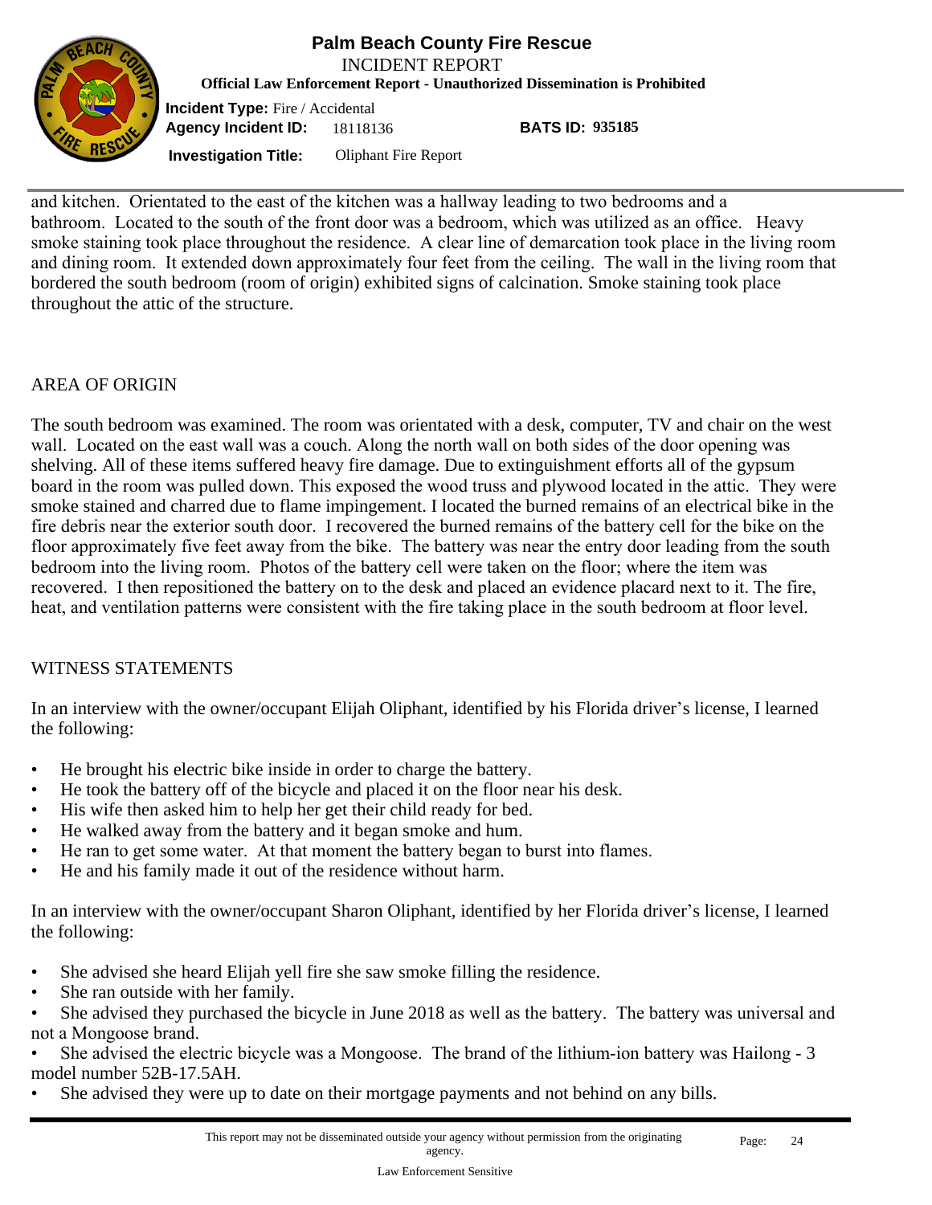and kitchen. Orientated to the east of the kitchen was a hallway leading to two bedrooms and a bathroom. Located to the south of the front door was a bedroom, which was utilized as an office. Heavy smoke staining took place throughout the residence. A clear line of demarcation took place in the living room and dining room. It extended down approximately four feet from the ceiling. The wall in the living room that bordered the south bedroom (room of origin) exhibited signs of calcination. Smoke staining took place throughout the attic of the structure.

## AREA OF ORIGIN

The south bedroom was examined. The room was orientated with a desk, computer, TV and chair on the west wall. Located on the east wall was a couch. Along the north wall on both sides of the door opening was shelving. All of these items suffered heavy fire damage. Due to extinguishment efforts all of the gypsum board in the room was pulled down. This exposed the wood truss and plywood located in the attic. They were smoke stained and charred due to flame impingement. I located the burned remains of an electrical bike in the fire debris near the exterior south door. I recovered the burned remains of the battery cell for the bike on the floor approximately five feet away from the bike. The battery was near the entry door leading from the south bedroom into the living room. Photos of the battery cell were taken on the floor; where the item was recovered. I then repositioned the battery on to the desk and placed an evidence placard next to it. The fire, heat, and ventilation patterns were consistent with the fire taking place in the south bedroom at floor level.

## WITNESS STATEMENTS

In an interview with the owner/occupant Elijah Oliphant, identified by his Florida driver's license, I learned the following:

- He brought his electric bike inside in order to charge the battery.
- He took the battery off of the bicycle and placed it on the floor near his desk.
- His wife then asked him to help her get their child ready for bed.
- He walked away from the battery and it began smoke and hum.
- He ran to get some water. At that moment the battery began to burst into flames.
- He and his family made it out of the residence without harm.

In an interview with the owner/occupant Sharon Oliphant, identified by her Florida driver's license, I learned the following:

- She advised she heard Elijah yell fire she saw smoke filling the residence.
- She ran outside with her family.
- She advised they purchased the bicycle in June 2018 as well as the battery. The battery was universal and not a Mongoose brand.
- She advised the electric bicycle was a Mongoose. The brand of the lithium-ion battery was Hailong - 3 model number 52B-17.5AH.
- She advised they were up to date on their mortgage payments and not behind on any bills.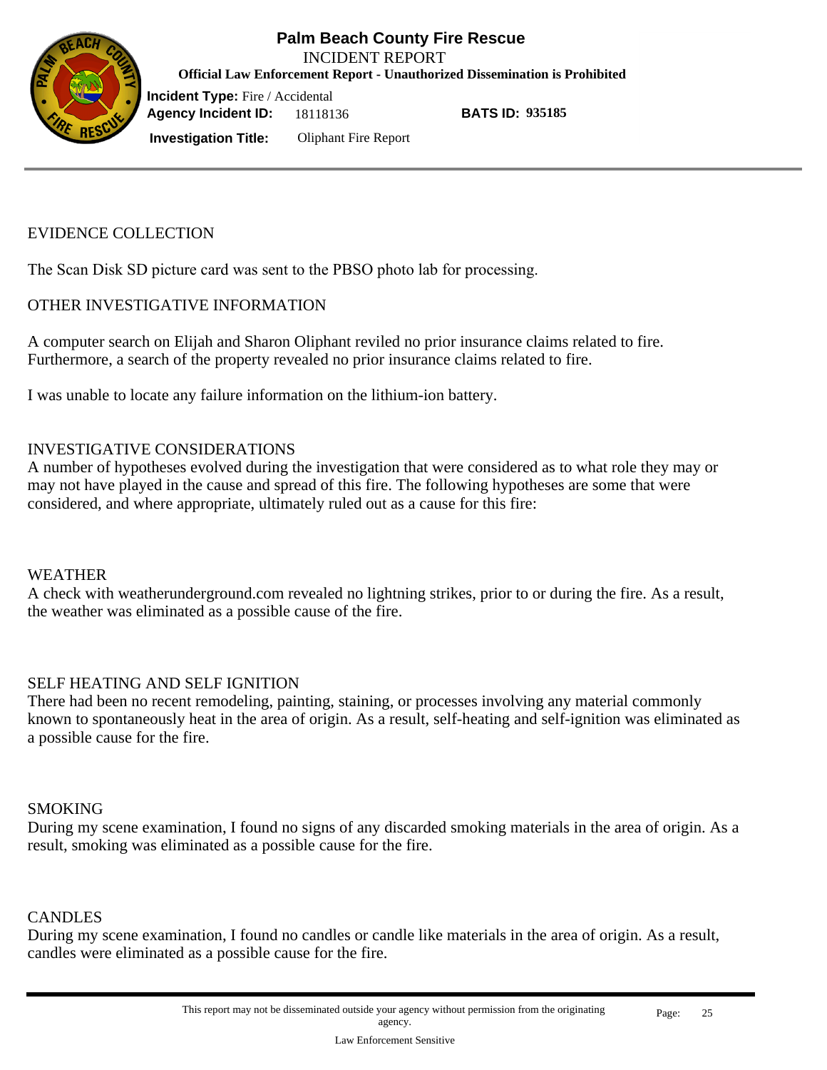## EVIDENCE COLLECTION

The Scan Disk SD picture card was sent to the PBSO photo lab for processing.

## OTHER INVESTIGATIVE INFORMATION

A computer search on Elijah and Sharon Oliphant reviled no prior insurance claims related to fire. Furthermore, a search of the property revealed no prior insurance claims related to fire.

I was unable to locate any failure information on the lithium-ion battery.

## INVESTIGATIVE CONSIDERATIONS

A number of hypotheses evolved during the investigation that were considered as to what role they may or may not have played in the cause and spread of this fire. The following hypotheses are some that were considered, and where appropriate, ultimately ruled out as a cause for this fire:

## WEATHER

A check with weatherunderground.com revealed no lightning strikes, prior to or during the fire. As a result, the weather was eliminated as a possible cause of the fire.

## SELF HEATING AND SELF IGNITION

There had been no recent remodeling, painting, staining, or processes involving any material commonly known to spontaneously heat in the area of origin. As a result, self-heating and self-ignition was eliminated as a possible cause for the fire.

## SMOKING

During my scene examination, I found no signs of any discarded smoking materials in the area of origin. As a result, smoking was eliminated as a possible cause for the fire.

## CANDLES

During my scene examination, I found no candles or candle like materials in the area of origin. As a result, candles were eliminated as a possible cause for the fire.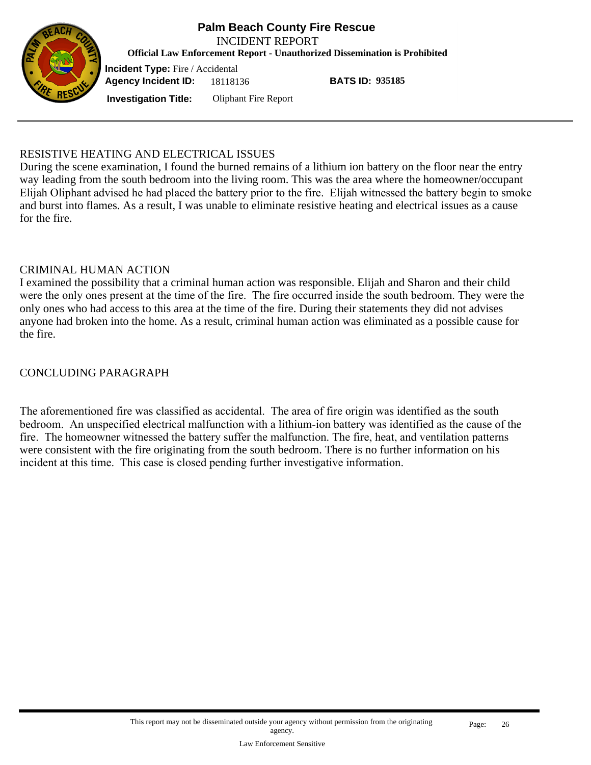RESISTIVE HEATING AND ELECTRICAL ISSUES

During the scene examination, I found the burned remains of a lithium ion battery on the floor near the entry way leading from the south bedroom into the living room. This was the area where the homeowner/occupant Elijah Oliphant advised he had placed the battery prior to the fire. Elijah witnessed the battery begin to smoke and burst into flames. As a result, I was unable to eliminate resistive heating and electrical issues as a cause for the fire.

CRIMINAL HUMAN ACTION

I examined the possibility that a criminal human action was responsible. Elijah and Sharon and their child were the only ones present at the time of the fire. The fire occurred inside the south bedroom. They were the only ones who had access to this area at the time of the fire. During their statements they did not advises anyone had broken into the home. As a result, criminal human action was eliminated as a possible cause for the fire.

CONCLUDING PARAGRAPH

The aforementioned fire was classified as accidental. The area of fire origin was identified as the south bedroom. An unspecified electrical malfunction with a lithium-ion battery was identified as the cause of the fire. The homeowner witnessed the battery suffer the malfunction. The fire, heat, and ventilation patterns were consistent with the fire originating from the south bedroom. There is no further information on his incident at this time. This case is closed pending further investigative information.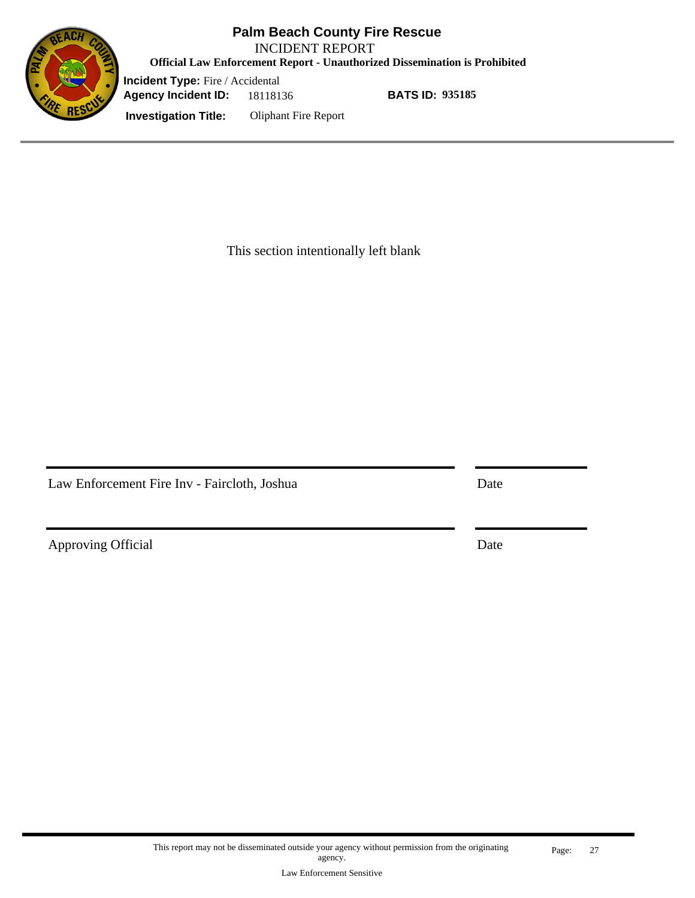This section intentionally left blank

Law Enforcement Fire Inv - Faircloth, Joshua — Date

Approving Official — Date